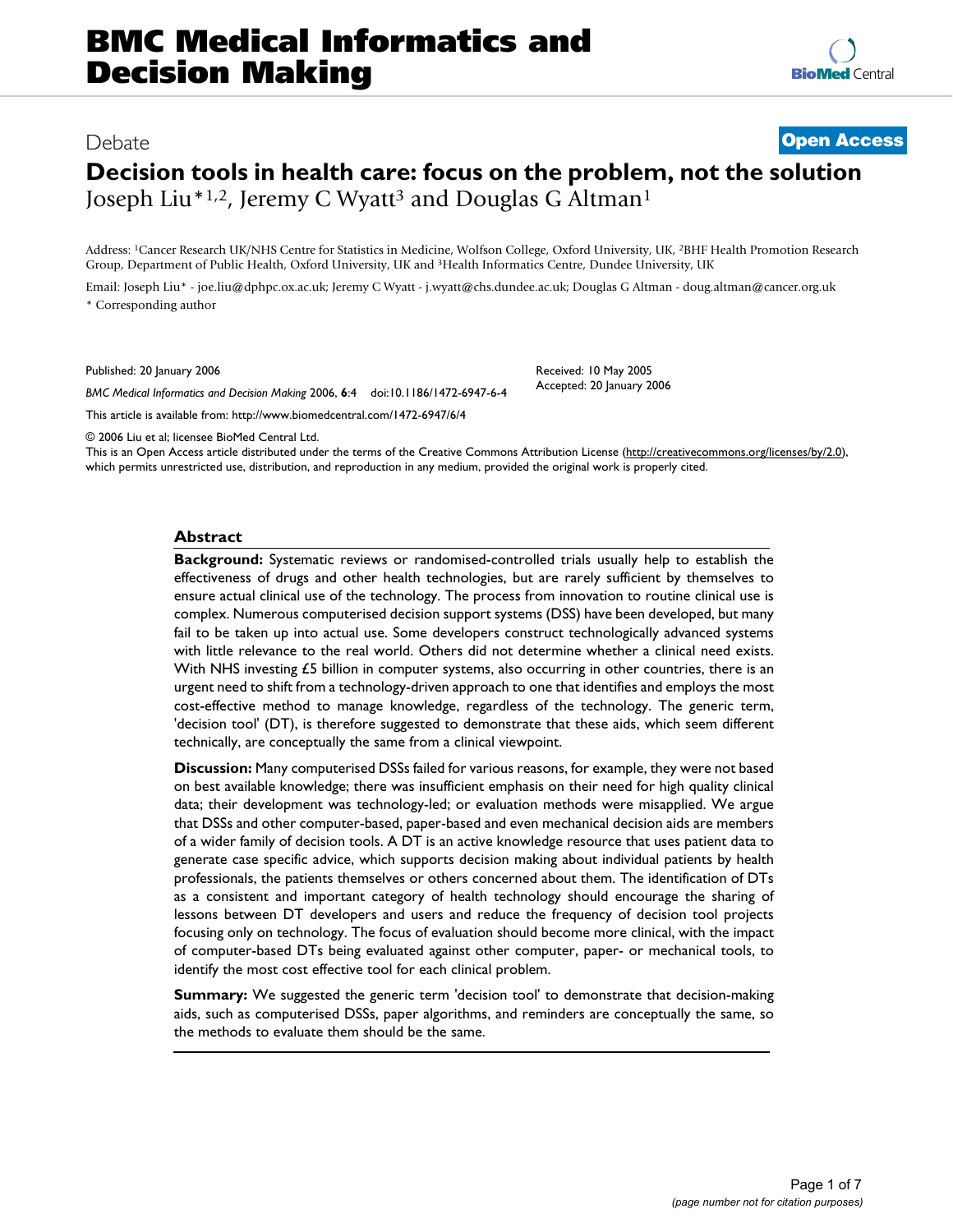# BMC Medical Informatics and Decision Making

Debate

**Open Access**

## Decision tools in health care: focus on the problem, not the solution

Joseph Liu*[1,2], Jeremy C Wyatt[3] and Douglas G Altman[1]

Address: [1]Cancer Research UK/NHS Centre for Statistics in Medicine, Wolfson College, Oxford University, UK, [2]BHF Health Promotion Research Group, Department of Public Health, Oxford University, UK and [3]Health Informatics Centre, Dundee University, UK

Email: Joseph Liu* - joe.liu@dphpc.ox.ac.uk; Jeremy C Wyatt - j.wyatt@chs.dundee.ac.uk; Douglas G Altman - doug.altman@cancer.org.uk

\* Corresponding author

Published: 20 January 2006

*BMC Medical Informatics and Decision Making* 2006, **6**:4 doi:10.1186/1472-6947-6-4

Received: 10 May 2005
Accepted: 20 January 2006

This article is available from: http://www.biomedcentral.com/1472-6947/6/4

© 2006 Liu et al; licensee BioMed Central Ltd.

This is an Open Access article distributed under the terms of the Creative Commons Attribution License (http://creativecommons.org/licenses/by/2.0), which permits unrestricted use, distribution, and reproduction in any medium, provided the original work is properly cited.

### Abstract

**Background:** Systematic reviews or randomised-controlled trials usually help to establish the effectiveness of drugs and other health technologies, but are rarely sufficient by themselves to ensure actual clinical use of the technology. The process from innovation to routine clinical use is complex. Numerous computerised decision support systems (DSS) have been developed, but many fail to be taken up into actual use. Some developers construct technologically advanced systems with little relevance to the real world. Others did not determine whether a clinical need exists. With NHS investing £5 billion in computer systems, also occurring in other countries, there is an urgent need to shift from a technology-driven approach to one that identifies and employs the most cost-effective method to manage knowledge, regardless of the technology. The generic term, 'decision tool' (DT), is therefore suggested to demonstrate that these aids, which seem different technically, are conceptually the same from a clinical viewpoint.

**Discussion:** Many computerised DSSs failed for various reasons, for example, they were not based on best available knowledge; there was insufficient emphasis on their need for high quality clinical data; their development was technology-led; or evaluation methods were misapplied. We argue that DSSs and other computer-based, paper-based and even mechanical decision aids are members of a wider family of decision tools. A DT is an active knowledge resource that uses patient data to generate case specific advice, which supports decision making about individual patients by health professionals, the patients themselves or others concerned about them. The identification of DTs as a consistent and important category of health technology should encourage the sharing of lessons between DT developers and users and reduce the frequency of decision tool projects focusing only on technology. The focus of evaluation should become more clinical, with the impact of computer-based DTs being evaluated against other computer, paper- or mechanical tools, to identify the most cost effective tool for each clinical problem.

**Summary:** We suggested the generic term 'decision tool' to demonstrate that decision-making aids, such as computerised DSSs, paper algorithms, and reminders are conceptually the same, so the methods to evaluate them should be the same.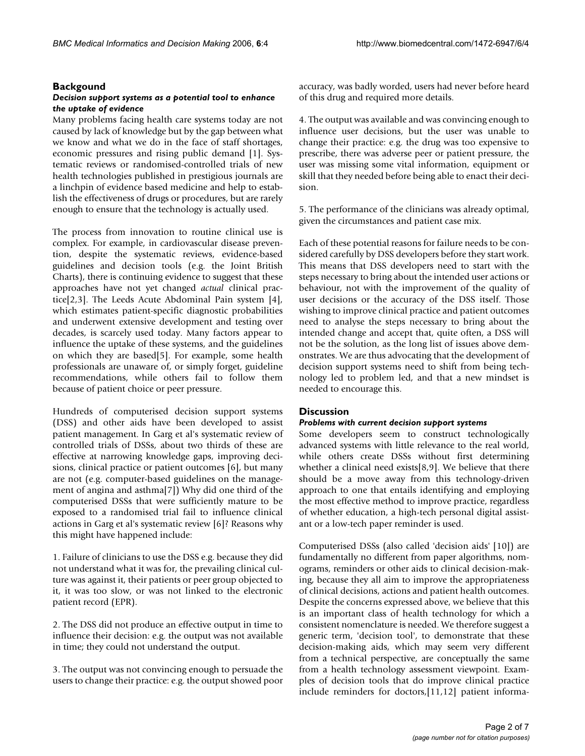## Backgound

### *Decision support systems as a potential tool to enhance the uptake of evidence*

Many problems facing health care systems today are not caused by lack of knowledge but by the gap between what we know and what we do in the face of staff shortages, economic pressures and rising public demand [1]. Systematic reviews or randomised-controlled trials of new health technologies published in prestigious journals are a linchpin of evidence based medicine and help to establish the effectiveness of drugs or procedures, but are rarely enough to ensure that the technology is actually used.

The process from innovation to routine clinical use is complex. For example, in cardiovascular disease prevention, despite the systematic reviews, evidence-based guidelines and decision tools (e.g. the Joint British Charts), there is continuing evidence to suggest that these approaches have not yet changed *actual* clinical practice[2,3]. The Leeds Acute Abdominal Pain system [4], which estimates patient-specific diagnostic probabilities and underwent extensive development and testing over decades, is scarcely used today. Many factors appear to influence the uptake of these systems, and the guidelines on which they are based[5]. For example, some health professionals are unaware of, or simply forget, guideline recommendations, while others fail to follow them because of patient choice or peer pressure.

Hundreds of computerised decision support systems (DSS) and other aids have been developed to assist patient management. In Garg et al's systematic review of controlled trials of DSSs, about two thirds of these are effective at narrowing knowledge gaps, improving decisions, clinical practice or patient outcomes [6], but many are not (e.g. computer-based guidelines on the management of angina and asthma[7]) Why did one third of the computerised DSSs that were sufficiently mature to be exposed to a randomised trial fail to influence clinical actions in Garg et al's systematic review [6]? Reasons why this might have happened include:

1. Failure of clinicians to use the DSS e.g. because they did not understand what it was for, the prevailing clinical culture was against it, their patients or peer group objected to it, it was too slow, or was not linked to the electronic patient record (EPR).

2. The DSS did not produce an effective output in time to influence their decision: e.g. the output was not available in time; they could not understand the output.

3. The output was not convincing enough to persuade the users to change their practice: e.g. the output showed poor accuracy, was badly worded, users had never before heard of this drug and required more details.

4. The output was available and was convincing enough to influence user decisions, but the user was unable to change their practice: e.g. the drug was too expensive to prescribe, there was adverse peer or patient pressure, the user was missing some vital information, equipment or skill that they needed before being able to enact their decision.

5. The performance of the clinicians was already optimal, given the circumstances and patient case mix.

Each of these potential reasons for failure needs to be considered carefully by DSS developers before they start work. This means that DSS developers need to start with the steps necessary to bring about the intended user actions or behaviour, not with the improvement of the quality of user decisions or the accuracy of the DSS itself. Those wishing to improve clinical practice and patient outcomes need to analyse the steps necessary to bring about the intended change and accept that, quite often, a DSS will not be the solution, as the long list of issues above demonstrates. We are thus advocating that the development of decision support systems need to shift from being technology led to problem led, and that a new mindset is needed to encourage this.

## Discussion

### *Problems with current decision support systems*

Some developers seem to construct technologically advanced systems with little relevance to the real world, while others create DSSs without first determining whether a clinical need exists[8,9]. We believe that there should be a move away from this technology-driven approach to one that entails identifying and employing the most effective method to improve practice, regardless of whether education, a high-tech personal digital assistant or a low-tech paper reminder is used.

Computerised DSSs (also called 'decision aids' [10]) are fundamentally no different from paper algorithms, nomograms, reminders or other aids to clinical decision-making, because they all aim to improve the appropriateness of clinical decisions, actions and patient health outcomes. Despite the concerns expressed above, we believe that this is an important class of health technology for which a consistent nomenclature is needed. We therefore suggest a generic term, 'decision tool', to demonstrate that these decision-making aids, which may seem very different from a technical perspective, are conceptually the same from a health technology assessment viewpoint. Examples of decision tools that do improve clinical practice include reminders for doctors,[11,12] patient informa-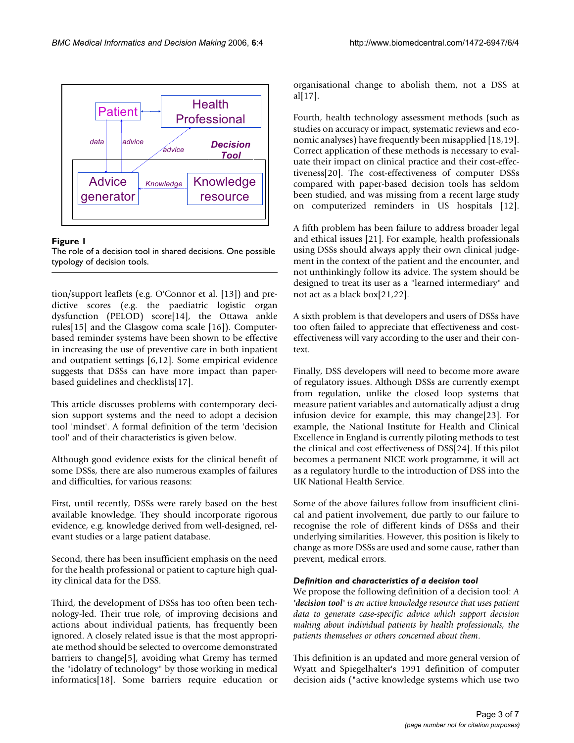**Figure 1**

The role of a decision tool in shared decisions. One possible typology of decision tools.

tion/support leaflets (e.g. O'Connor et al. [13]) and predictive scores (e.g. the paediatric logistic organ dysfunction (PELOD) score[14], the Ottawa ankle rules[15] and the Glasgow coma scale [16]). Computer-based reminder systems have been shown to be effective in increasing the use of preventive care in both inpatient and outpatient settings [6,12]. Some empirical evidence suggests that DSSs can have more impact than paper-based guidelines and checklists[17].

This article discusses problems with contemporary decision support systems and the need to adopt a decision tool 'mindset'. A formal definition of the term 'decision tool' and of their characteristics is given below.

Although good evidence exists for the clinical benefit of some DSSs, there are also numerous examples of failures and difficulties, for various reasons:

First, until recently, DSSs were rarely based on the best available knowledge. They should incorporate rigorous evidence, e.g. knowledge derived from well-designed, relevant studies or a large patient database.

Second, there has been insufficient emphasis on the need for the health professional or patient to capture high quality clinical data for the DSS.

Third, the development of DSSs has too often been technology-led. Their true role, of improving decisions and actions about individual patients, has frequently been ignored. A closely related issue is that the most appropriate method should be selected to overcome demonstrated barriers to change[5], avoiding what Gremy has termed the "idolatry of technology" by those working in medical informatics[18]. Some barriers require education or organisational change to abolish them, not a DSS at al[17].

Fourth, health technology assessment methods (such as studies on accuracy or impact, systematic reviews and economic analyses) have frequently been misapplied [18,19]. Correct application of these methods is necessary to evaluate their impact on clinical practice and their cost-effectiveness[20]. The cost-effectiveness of computer DSSs compared with paper-based decision tools has seldom been studied, and was missing from a recent large study on computerized reminders in US hospitals [12].

A fifth problem has been failure to address broader legal and ethical issues [21]. For example, health professionals using DSSs should always apply their own clinical judgement in the context of the patient and the encounter, and not unthinkingly follow its advice. The system should be designed to treat its user as a "learned intermediary" and not act as a black box[21,22].

A sixth problem is that developers and users of DSSs have too often failed to appreciate that effectiveness and cost-effectiveness will vary according to the user and their context.

Finally, DSS developers will need to become more aware of regulatory issues. Although DSSs are currently exempt from regulation, unlike the closed loop systems that measure patient variables and automatically adjust a drug infusion device for example, this may change[23]. For example, the National Institute for Health and Clinical Excellence in England is currently piloting methods to test the clinical and cost effectiveness of DSS[24]. If this pilot becomes a permanent NICE work programme, it will act as a regulatory hurdle to the introduction of DSS into the UK National Health Service.

Some of the above failures follow from insufficient clinical and patient involvement, due partly to our failure to recognise the role of different kinds of DSSs and their underlying similarities. However, this position is likely to change as more DSSs are used and some cause, rather than prevent, medical errors.

### *Definition and characteristics of a decision tool*

We propose the following definition of a decision tool: *A '**decision tool**' is an active knowledge resource that uses patient data to generate case-specific advice which support decision making about individual patients by health professionals, the patients themselves or others concerned about them*.

This definition is an updated and more general version of Wyatt and Spiegelhalter's 1991 definition of computer decision aids ("active knowledge systems which use two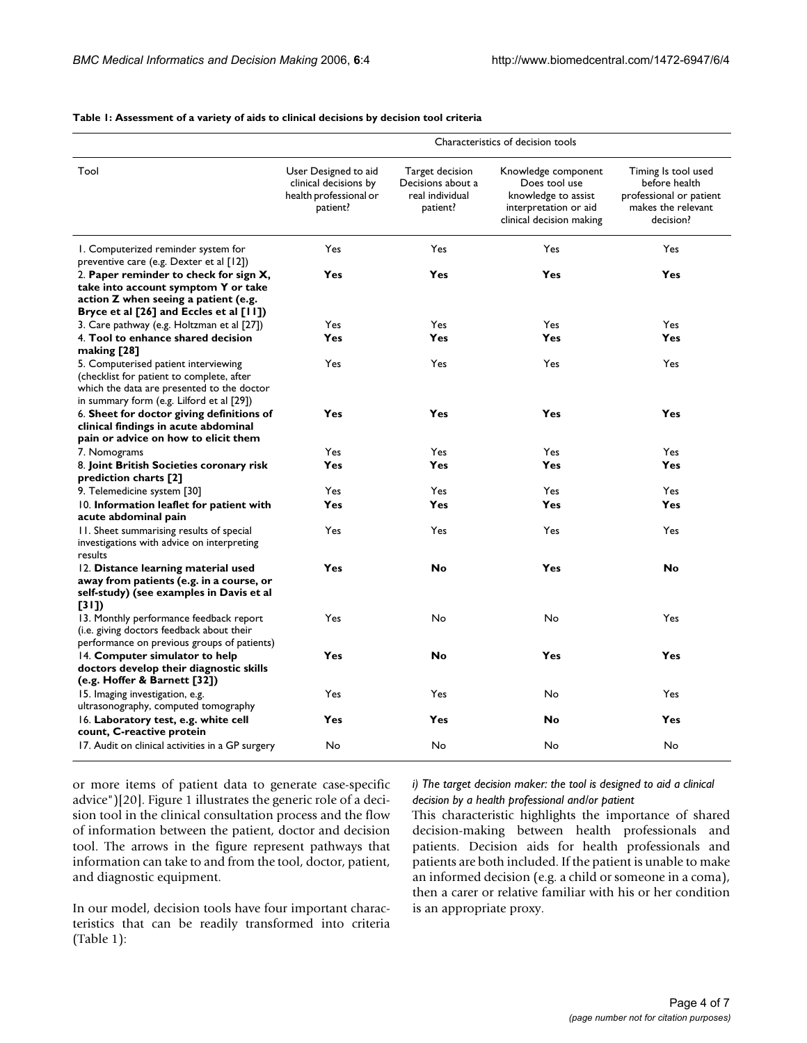**Table 1: Assessment of a variety of aids to clinical decisions by decision tool criteria**

| Tool | Characteristics of decision tools | | | |
|---|---|---|---|---|
| | User Designed to aid clinical decisions by health professional or patient? | Target decision Decisions about a real individual patient? | Knowledge component Does tool use knowledge to assist interpretation or aid clinical decision making | Timing Is tool used before health professional or patient makes the relevant decision? |
| 1. Computerized reminder system for preventive care (e.g. Dexter et al [12]) | Yes | Yes | Yes | Yes |
| 2. **Paper reminder to check for sign X, take into account symptom Y or take action Z when seeing a patient (e.g. Bryce et al [26] and Eccles et al [11])** | **Yes** | **Yes** | **Yes** | **Yes** |
| 3. Care pathway (e.g. Holtzman et al [27]) | Yes | Yes | Yes | Yes |
| 4. **Tool to enhance shared decision making [28]** | **Yes** | **Yes** | **Yes** | **Yes** |
| 5. Computerised patient interviewing (checklist for patient to complete, after which the data are presented to the doctor in summary form (e.g. Lilford et al [29]) | Yes | Yes | Yes | Yes |
| 6. **Sheet for doctor giving definitions of clinical findings in acute abdominal pain or advice on how to elicit them** | **Yes** | **Yes** | **Yes** | **Yes** |
| 7. Nomograms | Yes | Yes | Yes | Yes |
| 8. **Joint British Societies coronary risk prediction charts [2]** | **Yes** | **Yes** | **Yes** | **Yes** |
| 9. Telemedicine system [30] | Yes | Yes | Yes | Yes |
| 10. **Information leaflet for patient with acute abdominal pain** | **Yes** | **Yes** | **Yes** | **Yes** |
| 11. Sheet summarising results of special investigations with advice on interpreting results | Yes | Yes | Yes | Yes |
| 12. **Distance learning material used away from patients (e.g. in a course, or self-study) (see examples in Davis et al [31])** | **Yes** | **No** | **Yes** | **No** |
| 13. Monthly performance feedback report (i.e. giving doctors feedback about their performance on previous groups of patients) | Yes | No | No | Yes |
| 14. **Computer simulator to help doctors develop their diagnostic skills (e.g. Hoffer & Barnett [32])** | **Yes** | **No** | **Yes** | **Yes** |
| 15. Imaging investigation, e.g. ultrasonography, computed tomography | Yes | Yes | No | Yes |
| 16. **Laboratory test, e.g. white cell count, C-reactive protein** | **Yes** | **Yes** | **No** | **Yes** |
| 17. Audit on clinical activities in a GP surgery | No | No | No | No |

or more items of patient data to generate case-specific advice")[20]. Figure 1 illustrates the generic role of a decision tool in the clinical consultation process and the flow of information between the patient, doctor and decision tool. The arrows in the figure represent pathways that information can take to and from the tool, doctor, patient, and diagnostic equipment.

In our model, decision tools have four important characteristics that can be readily transformed into criteria (Table 1):

*i) The target decision maker: the tool is designed to aid a clinical decision by a health professional and/or patient*

This characteristic highlights the importance of shared decision-making between health professionals and patients. Decision aids for health professionals and patients are both included. If the patient is unable to make an informed decision (e.g. a child or someone in a coma), then a carer or relative familiar with his or her condition is an appropriate proxy.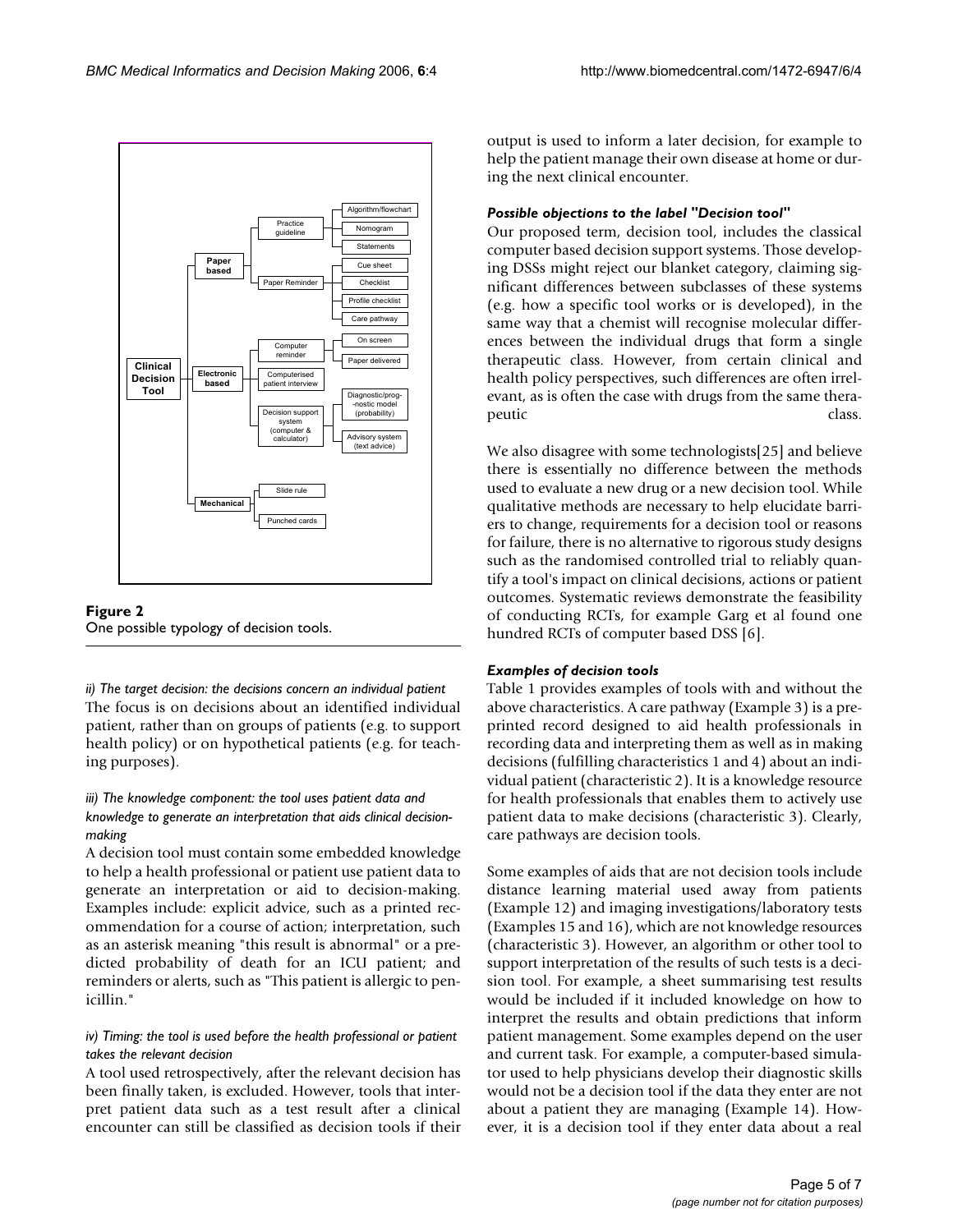Clinical Decision Tool

Paper based

Practice guideline

Algorithm/flowchart

Nomogram

Statements

Paper Reminder

Cue sheet

Checklist

Profile checklist

Care pathway

Electronic based

Computer reminder

On screen

Paper delivered

Computerised patient interview

Decision support system (computer & calculator)

Diagnostic/prog--nostic model (probability)

Advisory system (text advice)

Mechanical

Slide rule

Punched cards

**Figure 2**
One possible typology of decision tools.

*ii) The target decision: the decisions concern an individual patient*

The focus is on decisions about an identified individual patient, rather than on groups of patients (e.g. to support health policy) or on hypothetical patients (e.g. for teaching purposes).

*iii) The knowledge component: the tool uses patient data and knowledge to generate an interpretation that aids clinical decision-making*

A decision tool must contain some embedded knowledge to help a health professional or patient use patient data to generate an interpretation or aid to decision-making. Examples include: explicit advice, such as a printed recommendation for a course of action; interpretation, such as an asterisk meaning "this result is abnormal" or a predicted probability of death for an ICU patient; and reminders or alerts, such as "This patient is allergic to penicillin."

*iv) Timing: the tool is used before the health professional or patient takes the relevant decision*

A tool used retrospectively, after the relevant decision has been finally taken, is excluded. However, tools that interpret patient data such as a test result after a clinical encounter can still be classified as decision tools if their output is used to inform a later decision, for example to help the patient manage their own disease at home or during the next clinical encounter.

### *Possible objections to the label "Decision tool"*

Our proposed term, decision tool, includes the classical computer based decision support systems. Those developing DSSs might reject our blanket category, claiming significant differences between subclasses of these systems (e.g. how a specific tool works or is developed), in the same way that a chemist will recognise molecular differences between the individual drugs that form a single therapeutic class. However, from certain clinical and health policy perspectives, such differences are often irrelevant, as is often the case with drugs from the same therapeutic class.

We also disagree with some technologists[25] and believe there is essentially no difference between the methods used to evaluate a new drug or a new decision tool. While qualitative methods are necessary to help elucidate barriers to change, requirements for a decision tool or reasons for failure, there is no alternative to rigorous study designs such as the randomised controlled trial to reliably quantify a tool's impact on clinical decisions, actions or patient outcomes. Systematic reviews demonstrate the feasibility of conducting RCTs, for example Garg et al found one hundred RCTs of computer based DSS [6].

### *Examples of decision tools*

Table 1 provides examples of tools with and without the above characteristics. A care pathway (Example 3) is a preprinted record designed to aid health professionals in recording data and interpreting them as well as in making decisions (fulfilling characteristics 1 and 4) about an individual patient (characteristic 2). It is a knowledge resource for health professionals that enables them to actively use patient data to make decisions (characteristic 3). Clearly, care pathways are decision tools.

Some examples of aids that are not decision tools include distance learning material used away from patients (Example 12) and imaging investigations/laboratory tests (Examples 15 and 16), which are not knowledge resources (characteristic 3). However, an algorithm or other tool to support interpretation of the results of such tests is a decision tool. For example, a sheet summarising test results would be included if it included knowledge on how to interpret the results and obtain predictions that inform patient management. Some examples depend on the user and current task. For example, a computer-based simulator used to help physicians develop their diagnostic skills would not be a decision tool if the data they enter are not about a patient they are managing (Example 14). However, it is a decision tool if they enter data about a real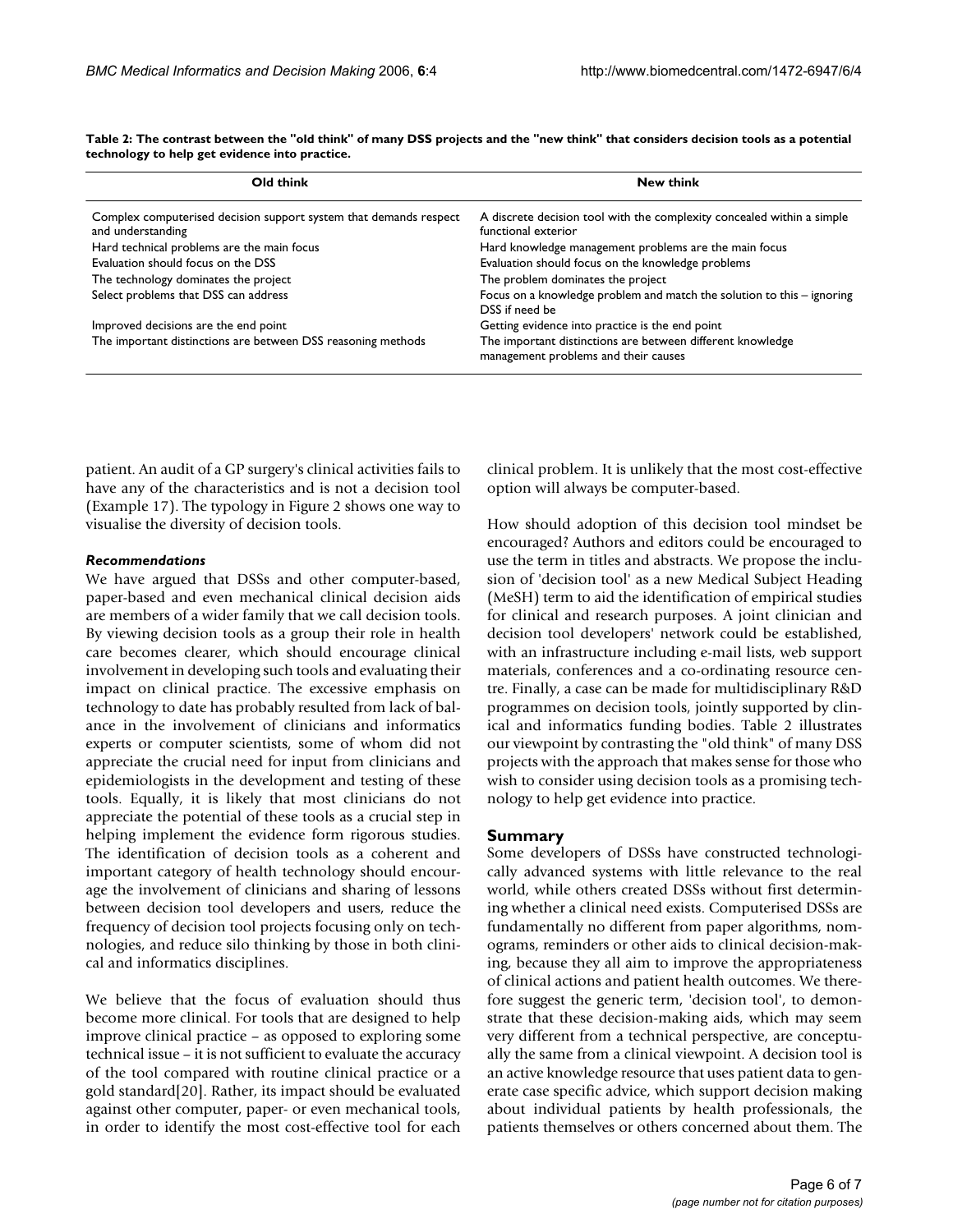**Table 2: The contrast between the "old think" of many DSS projects and the "new think" that considers decision tools as a potential technology to help get evidence into practice.**

| Old think | New think |
| --- | --- |
| Complex computerised decision support system that demands respect and understanding | A discrete decision tool with the complexity concealed within a simple functional exterior |
| Hard technical problems are the main focus | Hard knowledge management problems are the main focus |
| Evaluation should focus on the DSS | Evaluation should focus on the knowledge problems |
| The technology dominates the project | The problem dominates the project |
| Select problems that DSS can address | Focus on a knowledge problem and match the solution to this – ignoring DSS if need be |
| Improved decisions are the end point | Getting evidence into practice is the end point |
| The important distinctions are between DSS reasoning methods | The important distinctions are between different knowledge management problems and their causes |

patient. An audit of a GP surgery's clinical activities fails to have any of the characteristics and is not a decision tool (Example 17). The typology in Figure 2 shows one way to visualise the diversity of decision tools.

### *Recommendations*

We have argued that DSSs and other computer-based, paper-based and even mechanical clinical decision aids are members of a wider family that we call decision tools. By viewing decision tools as a group their role in health care becomes clearer, which should encourage clinical involvement in developing such tools and evaluating their impact on clinical practice. The excessive emphasis on technology to date has probably resulted from lack of balance in the involvement of clinicians and informatics experts or computer scientists, some of whom did not appreciate the crucial need for input from clinicians and epidemiologists in the development and testing of these tools. Equally, it is likely that most clinicians do not appreciate the potential of these tools as a crucial step in helping implement the evidence form rigorous studies. The identification of decision tools as a coherent and important category of health technology should encourage the involvement of clinicians and sharing of lessons between decision tool developers and users, reduce the frequency of decision tool projects focusing only on technologies, and reduce silo thinking by those in both clinical and informatics disciplines.

We believe that the focus of evaluation should thus become more clinical. For tools that are designed to help improve clinical practice – as opposed to exploring some technical issue – it is not sufficient to evaluate the accuracy of the tool compared with routine clinical practice or a gold standard[20]. Rather, its impact should be evaluated against other computer, paper- or even mechanical tools, in order to identify the most cost-effective tool for each clinical problem. It is unlikely that the most cost-effective option will always be computer-based.

How should adoption of this decision tool mindset be encouraged? Authors and editors could be encouraged to use the term in titles and abstracts. We propose the inclusion of 'decision tool' as a new Medical Subject Heading (MeSH) term to aid the identification of empirical studies for clinical and research purposes. A joint clinician and decision tool developers' network could be established, with an infrastructure including e-mail lists, web support materials, conferences and a co-ordinating resource centre. Finally, a case can be made for multidisciplinary R&D programmes on decision tools, jointly supported by clinical and informatics funding bodies. Table 2 illustrates our viewpoint by contrasting the "old think" of many DSS projects with the approach that makes sense for those who wish to consider using decision tools as a promising technology to help get evidence into practice.

## Summary

Some developers of DSSs have constructed technologically advanced systems with little relevance to the real world, while others created DSSs without first determining whether a clinical need exists. Computerised DSSs are fundamentally no different from paper algorithms, nomograms, reminders or other aids to clinical decision-making, because they all aim to improve the appropriateness of clinical actions and patient health outcomes. We therefore suggest the generic term, 'decision tool', to demonstrate that these decision-making aids, which may seem very different from a technical perspective, are conceptually the same from a clinical viewpoint. A decision tool is an active knowledge resource that uses patient data to generate case specific advice, which support decision making about individual patients by health professionals, the patients themselves or others concerned about them. The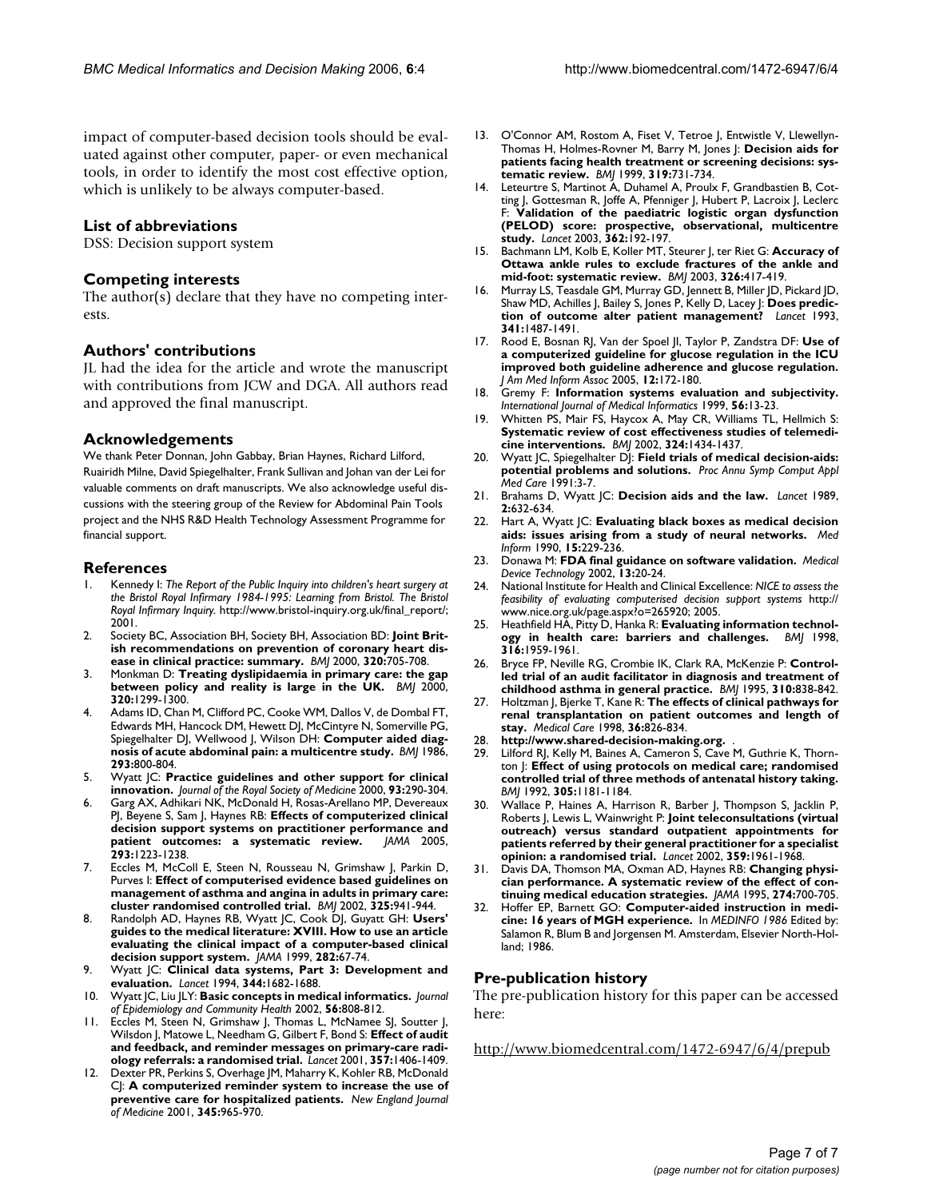impact of computer-based decision tools should be evaluated against other computer, paper- or even mechanical tools, in order to identify the most cost effective option, which is unlikely to be always computer-based.

## List of abbreviations

DSS: Decision support system

## Competing interests

The author(s) declare that they have no competing interests.

## Authors' contributions

JL had the idea for the article and wrote the manuscript with contributions from JCW and DGA. All authors read and approved the final manuscript.

## Acknowledgements

We thank Peter Donnan, John Gabbay, Brian Haynes, Richard Lilford, Ruairidh Milne, David Spiegelhalter, Frank Sullivan and Johan van der Lei for valuable comments on draft manuscripts. We also acknowledge useful discussions with the steering group of the Review for Abdominal Pain Tools project and the NHS R&D Health Technology Assessment Programme for financial support.

## References

1. Kennedy I: *The Report of the Public Inquiry into children's heart surgery at the Bristol Royal Infirmary 1984-1995: Learning from Bristol. The Bristol Royal Infirmary Inquiry.* http://www.bristol-inquiry.org.uk/final_report/; 2001.
2. Society BC, Association BH, Society BH, Association BD: **Joint British recommendations on prevention of coronary heart disease in clinical practice: summary.** *BMJ* 2000, **320:**705-708.
3. Monkman D: **Treating dyslipidaemia in primary care: the gap between policy and reality is large in the UK.** *BMJ* 2000, **320:**1299-1300.
4. Adams ID, Chan M, Clifford PC, Cooke WM, Dallos V, de Dombal FT, Edwards MH, Hancock DM, Hewett DJ, McIntyre N, Somerville PG, Spiegelhalter DJ, Wellwood J, Wilson DH: **Computer aided diagnosis of acute abdominal pain: a multicentre study.** *BMJ* 1986, **293:**800-804.
5. Wyatt JC: **Practice guidelines and other support for clinical innovation.** *Journal of the Royal Society of Medicine* 2000, **93:**290-304.
6. Garg AX, Adhikari NK, McDonald H, Rosas-Arellano MP, Devereaux PJ, Beyene S, Sam J, Haynes RB: **Effects of computerized clinical decision support systems on practitioner performance and patient outcomes: a systematic review.** *JAMA* 2005, **293:**1223-1238.
7. Eccles M, McColl E, Steen N, Rousseau N, Grimshaw J, Parkin D, Purves I: **Effect of computerised evidence based guidelines on management of asthma and angina in adults in primary care: cluster randomised controlled trial.** *BMJ* 2002, **325:**941-944.
8. Randolph AD, Haynes RB, Wyatt JC, Cook DJ, Guyatt GH: **Users' guides to the medical literature: XVIII. How to use an article evaluating the clinical impact of a computer-based clinical decision support system.** *JAMA* 1999, **282:**67-74.
9. Wyatt JC: **Clinical data systems, Part 3: Development and evaluation.** *Lancet* 1994, **344:**1682-1688.
10. Wyatt JC, Liu JLY: **Basic concepts in medical informatics.** *Journal of Epidemiology and Community Health* 2002, **56:**808-812.
11. Eccles M, Steen N, Grimshaw J, Thomas L, McNamee SJ, Soutter J, Wilsdon J, Matowe L, Needham G, Gilbert F, Bond S: **Effect of audit and feedback, and reminder messages on primary-care radiology referrals: a randomised trial.** *Lancet* 2001, **357:**1406-1409.
12. Dexter PR, Perkins S, Overhage JM, Maharry K, Kohler RB, McDonald CJ: **A computerized reminder system to increase the use of preventive care for hospitalized patients.** *New England Journal of Medicine* 2001, **345:**965-970.
13. O'Connor AM, Rostom A, Fiset V, Tetroe J, Entwistle V, Llewellyn-Thomas H, Holmes-Rovner M, Barry M, Jones J: **Decision aids for patients facing health treatment or screening decisions: systematic review.** *BMJ* 1999, **319:**731-734.
14. Leteurtre S, Martinot A, Duhamel A, Proulx F, Grandbastien B, Cotting J, Gottesman R, Joffe A, Pfenniger J, Hubert P, Lacroix J, Leclerc F: **Validation of the paediatric logistic organ dysfunction (PELOD) score: prospective, observational, multicentre study.** *Lancet* 2003, **362:**192-197.
15. Bachmann LM, Kolb E, Koller MT, Steurer J, ter Riet G: **Accuracy of Ottawa ankle rules to exclude fractures of the ankle and mid-foot: systematic review.** *BMJ* 2003, **326:**417-419.
16. Murray LS, Teasdale GM, Murray GD, Jennett B, Miller JD, Pickard JD, Shaw MD, Achilles J, Bailey S, Jones P, Kelly D, Lacey J: **Does prediction of outcome alter patient management?** *Lancet* 1993, **341:**1487-1491.
17. Rood E, Bosnan RJ, Van der Spoel JI, Taylor P, Zandstra DF: **Use of a computerized guideline for glucose regulation in the ICU improved both guideline adherence and glucose regulation.** *J Am Med Inform Assoc* 2005, **12:**172-180.
18. Gremy F: **Information systems evaluation and subjectivity.** *International Journal of Medical Informatics* 1999, **56:**13-23.
19. Whitten PS, Mair FS, Haycox A, May CR, Williams TL, Hellmich S: **Systematic review of cost effectiveness studies of telemedicine interventions.** *BMJ* 2002, **324:**1434-1437.
20. Wyatt JC, Spiegelhalter DJ: **Field trials of medical decision-aids: potential problems and solutions.** *Proc Annu Symp Comput Appl Med Care* 1991:3-7.
21. Brahams D, Wyatt JC: **Decision aids and the law.** *Lancet* 1989, **2:**632-634.
22. Hart A, Wyatt JC: **Evaluating black boxes as medical decision aids: issues arising from a study of neural networks.** *Med Inform* 1990, **15:**229-236.
23. Donawa M: **FDA final guidance on software validation.** *Medical Device Technology* 2002, **13:**20-24.
24. National Institute for Health and Clinical Excellence: *NICE to assess the feasibility of evaluating computerised decision support systems* http://www.nice.org.uk/page.aspx?o=265920; 2005.
25. Heathfield HA, Pitty D, Hanka R: **Evaluating information technology in health care: barriers and challenges.** *BMJ* 1998, **316:**1959-1961.
26. Bryce FP, Neville RG, Crombie IK, Clark RA, McKenzie P: **Controlled trial of an audit facilitator in diagnosis and treatment of childhood asthma in general practice.** *BMJ* 1995, **310:**838-842.
27. Holtzman J, Bjerke T, Kane R: **The effects of clinical pathways for renal transplantation on patient outcomes and length of stay.** *Medical Care* 1998, **36:**826-834.
28. **http://www.shared-decision-making.org.** .
29. Lilford RJ, Kelly M, Baines A, Cameron S, Cave M, Guthrie K, Thornton J: **Effect of using protocols on medical care; randomised controlled trial of three methods of antenatal history taking.** *BMJ* 1992, **305:**1181-1184.
30. Wallace P, Haines A, Harrison R, Barber J, Thompson S, Jacklin P, Roberts J, Lewis L, Wainwright P: **Joint teleconsultations (virtual outreach) versus standard outpatient appointments for patients referred by their general practitioner for a specialist opinion: a randomised trial.** *Lancet* 2002, **359:**1961-1968.
31. Davis DA, Thomson MA, Oxman AD, Haynes RB: **Changing physician performance. A systematic review of the effect of continuing medical education strategies.** *JAMA* 1995, **274:**700-705.
32. Hoffer EP, Barnett GO: **Computer-aided instruction in medicine: 16 years of MGH experience.** In *MEDINFO 1986* Edited by: Salamon R, Blum B and Jorgensen M. Amsterdam, Elsevier North-Holland; 1986.

## Pre-publication history

The pre-publication history for this paper can be accessed here:

http://www.biomedcentral.com/1472-6947/6/4/prepub